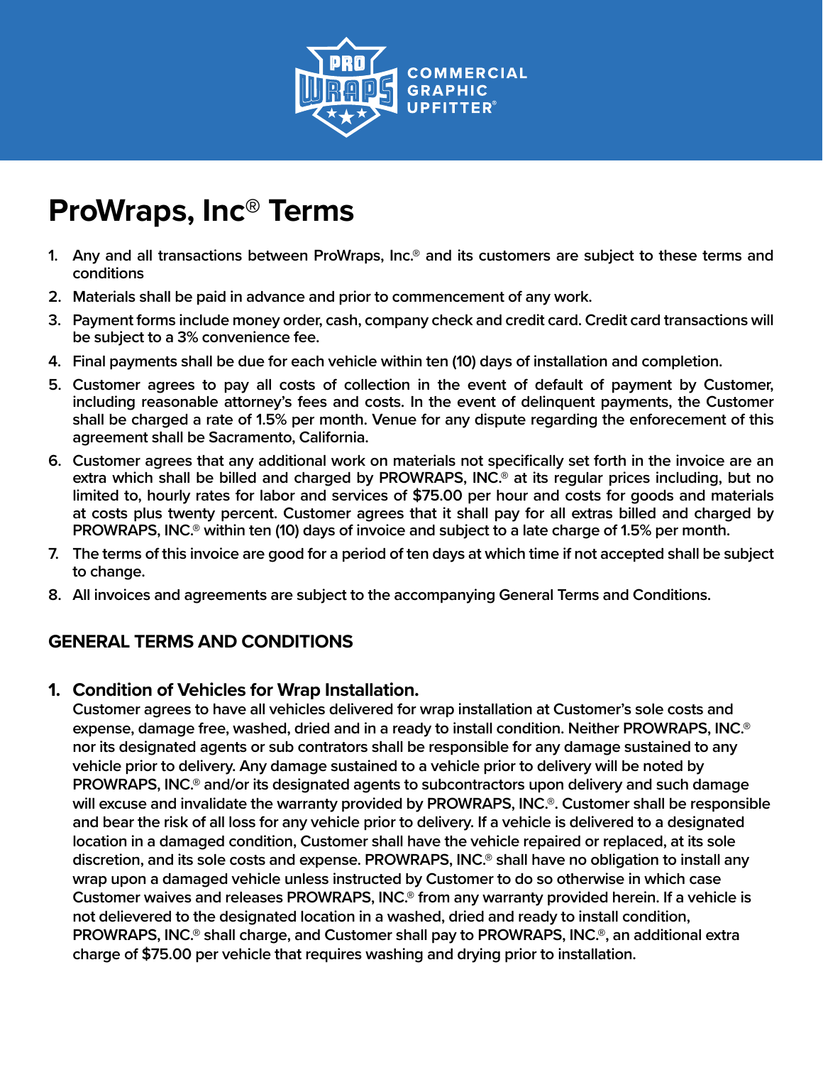# ProWraps, Inc® Terms

1. Any and all transactions between ProWraps, Inc.® and its customers are subject to these terms and conditions
2. Materials shall be paid in advance and prior to commencement of any work.
3. Payment forms include money order, cash, company check and credit card. Credit card transactions will be subject to a 3% convenience fee.
4. Final payments shall be due for each vehicle within ten (10) days of installation and completion.
5. Customer agrees to pay all costs of collection in the event of default of payment by Customer, including reasonable attorney's fees and costs. In the event of delinquent payments, the Customer shall be charged a rate of 1.5% per month. Venue for any dispute regarding the enforecement of this agreement shall be Sacramento, California.
6. Customer agrees that any additional work on materials not specifically set forth in the invoice are an extra which shall be billed and charged by PROWRAPS, INC.® at its regular prices including, but no limited to, hourly rates for labor and services of $75.00 per hour and costs for goods and materials at costs plus twenty percent. Customer agrees that it shall pay for all extras billed and charged by PROWRAPS, INC.® within ten (10) days of invoice and subject to a late charge of 1.5% per month.
7. The terms of this invoice are good for a period of ten days at which time if not accepted shall be subject to change.
8. All invoices and agreements are subject to the accompanying General Terms and Conditions.

## GENERAL TERMS AND CONDITIONS

### 1. Condition of Vehicles for Wrap Installation.

Customer agrees to have all vehicles delivered for wrap installation at Customer's sole costs and expense, damage free, washed, dried and in a ready to install condition. Neither PROWRAPS, INC.® nor its designated agents or sub contrators shall be responsible for any damage sustained to any vehicle prior to delivery. Any damage sustained to a vehicle prior to delivery will be noted by PROWRAPS, INC.® and/or its designated agents to subcontractors upon delivery and such damage will excuse and invalidate the warranty provided by PROWRAPS, INC.®. Customer shall be responsible and bear the risk of all loss for any vehicle prior to delivery. If a vehicle is delivered to a designated location in a damaged condition, Customer shall have the vehicle repaired or replaced, at its sole discretion, and its sole costs and expense. PROWRAPS, INC.® shall have no obligation to install any wrap upon a damaged vehicle unless instructed by Customer to do so otherwise in which case Customer waives and releases PROWRAPS, INC.® from any warranty provided herein. If a vehicle is not delievered to the designated location in a washed, dried and ready to install condition, PROWRAPS, INC.® shall charge, and Customer shall pay to PROWRAPS, INC.®, an additional extra charge of $75.00 per vehicle that requires washing and drying prior to installation.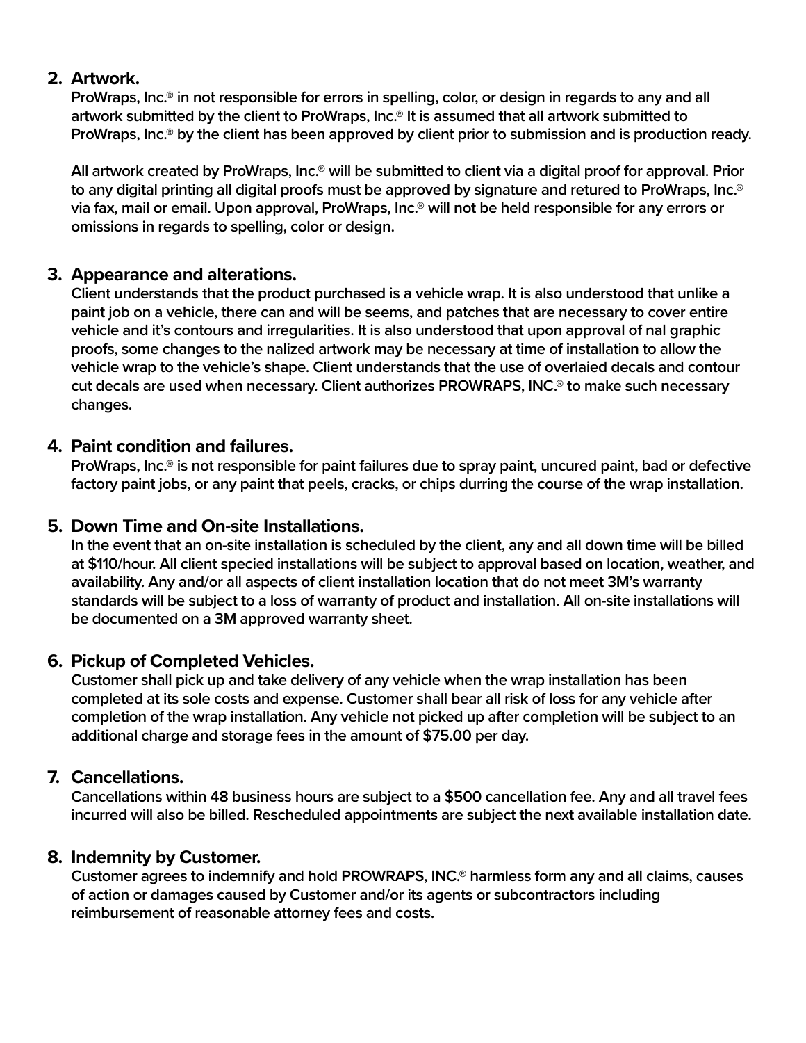2. **Artwork.**
   ProWraps, Inc.® in not responsible for errors in spelling, color, or design in regards to any and all artwork submitted by the client to ProWraps, Inc.® It is assumed that all artwork submitted to ProWraps, Inc.® by the client has been approved by client prior to submission and is production ready.

   All artwork created by ProWraps, Inc.® will be submitted to client via a digital proof for approval. Prior to any digital printing all digital proofs must be approved by signature and retured to ProWraps, Inc.® via fax, mail or email. Upon approval, ProWraps, Inc.® will not be held responsible for any errors or omissions in regards to spelling, color or design.

3. **Appearance and alterations.**
   Client understands that the product purchased is a vehicle wrap. It is also understood that unlike a paint job on a vehicle, there can and will be seems, and patches that are necessary to cover entire vehicle and it's contours and irregularities. It is also understood that upon approval of nal graphic proofs, some changes to the nalized artwork may be necessary at time of installation to allow the vehicle wrap to the vehicle's shape. Client understands that the use of overlaied decals and contour cut decals are used when necessary. Client authorizes PROWRAPS, INC.® to make such necessary changes.

4. **Paint condition and failures.**
   ProWraps, Inc.® is not responsible for paint failures due to spray paint, uncured paint, bad or defective factory paint jobs, or any paint that peels, cracks, or chips durring the course of the wrap installation.

5. **Down Time and On-site Installations.**
   In the event that an on-site installation is scheduled by the client, any and all down time will be billed at $110/hour. All client specied installations will be subject to approval based on location, weather, and availability. Any and/or all aspects of client installation location that do not meet 3M's warranty standards will be subject to a loss of warranty of product and installation. All on-site installations will be documented on a 3M approved warranty sheet.

6. **Pickup of Completed Vehicles.**
   Customer shall pick up and take delivery of any vehicle when the wrap installation has been completed at its sole costs and expense. Customer shall bear all risk of loss for any vehicle after completion of the wrap installation. Any vehicle not picked up after completion will be subject to an additional charge and storage fees in the amount of $75.00 per day.

7. **Cancellations.**
   Cancellations within 48 business hours are subject to a $500 cancellation fee. Any and all travel fees incurred will also be billed. Rescheduled appointments are subject the next available installation date.

8. **Indemnity by Customer.**
   Customer agrees to indemnify and hold PROWRAPS, INC.® harmless form any and all claims, causes of action or damages caused by Customer and/or its agents or subcontractors including reimbursement of reasonable attorney fees and costs.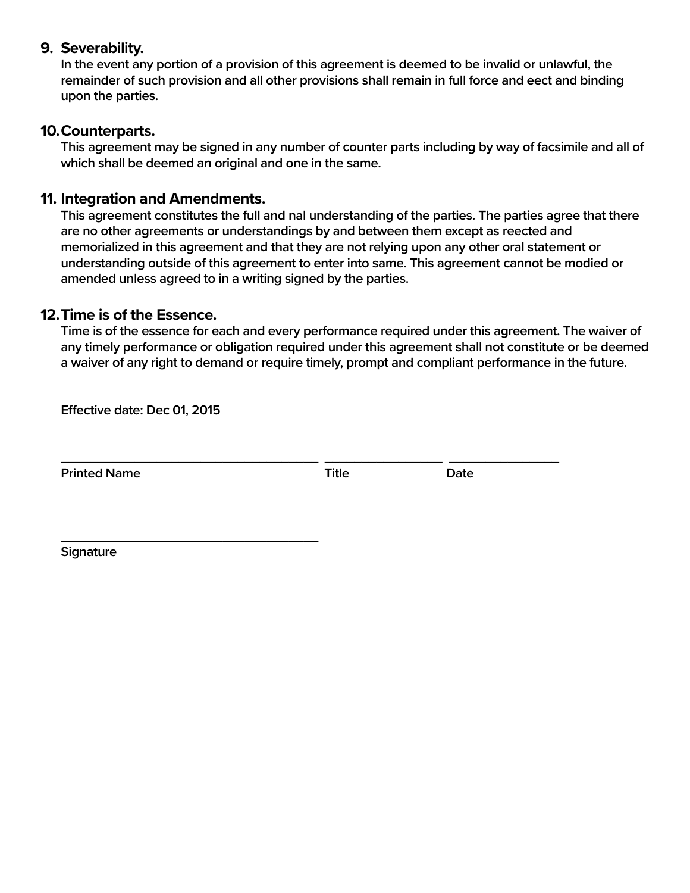9. **Severability.**
   In the event any portion of a provision of this agreement is deemed to be invalid or unlawful, the remainder of such provision and all other provisions shall remain in full force and eect and binding upon the parties.

10. **Counterparts.**
    This agreement may be signed in any number of counter parts including by way of facsimile and all of which shall be deemed an original and one in the same.

11. **Integration and Amendments.**
    This agreement constitutes the full and nal understanding of the parties. The parties agree that there are no other agreements or understandings by and between them except as reected and memorialized in this agreement and that they are not relying upon any other oral statement or understanding outside of this agreement to enter into same. This agreement cannot be modied or amended unless agreed to in a writing signed by the parties.

12. **Time is of the Essence.**
    Time is of the essence for each and every performance required under this agreement. The waiver of any timely performance or obligation required under this agreement shall not constitute or be deemed a waiver of any right to demand or require timely, prompt and compliant performance in the future.

Effective date: Dec 01, 2015

______________________________________ ________________ ________________
Printed Name Title Date

______________________________________
Signature